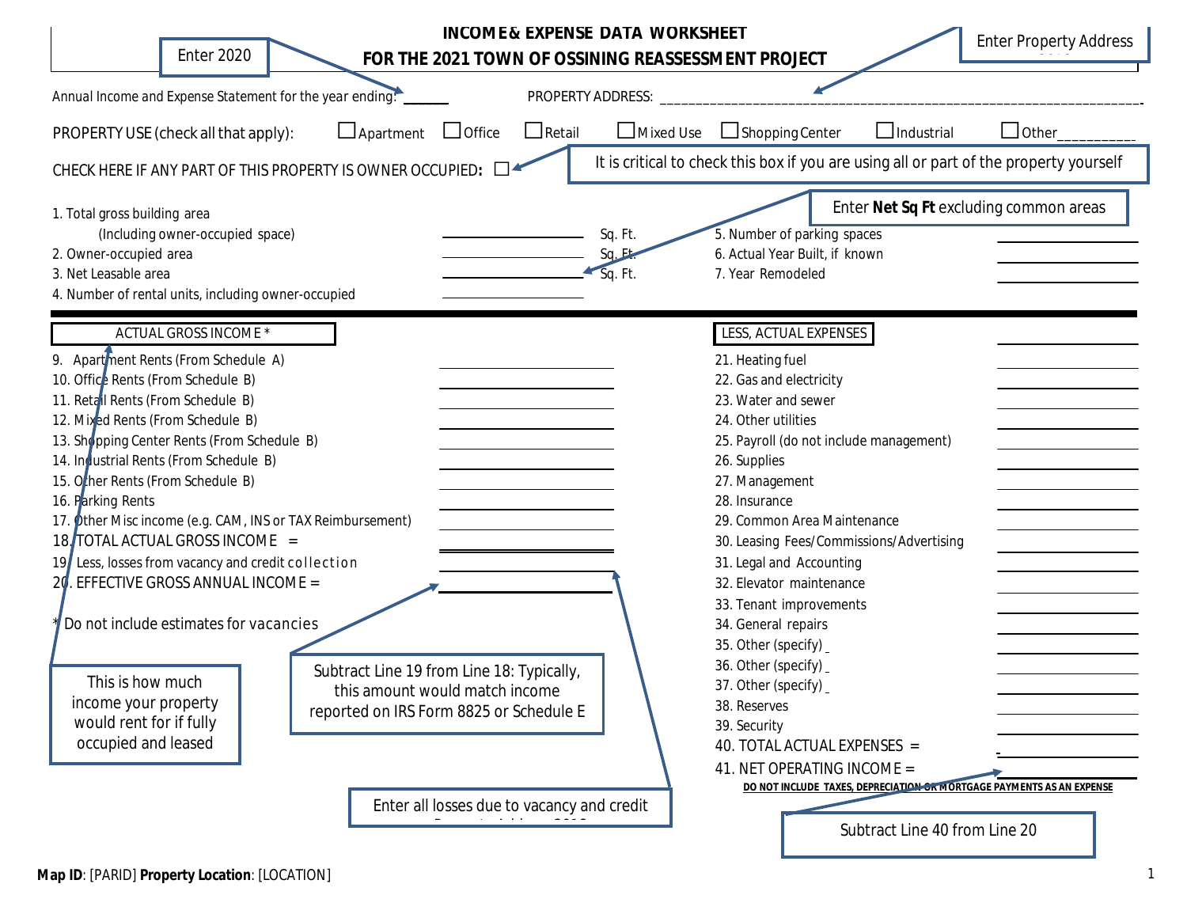# INCOME & EXPENSE DATA WORKSHEET
# FOR THE 2021 TOWN OF OSSINING REASSESSMENT PROJECT

Enter 2020

Enter Property Address

Annual Income and Expense Statement for the year ending: ______ PROPERTY ADDRESS: ____________________________________________

PROPERTY USE (check all that apply): ☐ Apartment ☐ Office ☐ Retail ☐ Mixed Use ☐ Shopping Center ☐ Industrial ☐ Other__________

CHECK HERE IF ANY PART OF THIS PROPERTY IS OWNER OCCUPIED: ☐

It is critical to check this box if you are using all or part of the property yourself

Enter **Net Sq Ft** excluding common areas

| | | |
|---|---|---|
| 1. Total gross building area (Including owner-occupied space) | __________ | Sq. Ft. |
| 2. Owner-occupied area | __________ | Sq. Ft. |
| 3. Net Leasable area | __________ | Sq. Ft. |
| 4. Number of rental units, including owner-occupied | __________ | |

| | |
|---|---|
| 5. Number of parking spaces | __________ |
| 6. Actual Year Built, if known | __________ |
| 7. Year Remodeled | __________ |

| ACTUAL GROSS INCOME * | |
|---|---|
| 9. Apartment Rents (From Schedule A) | |
| 10. Office Rents (From Schedule B) | |
| 11. Retail Rents (From Schedule B) | |
| 12. Mixed Rents (From Schedule B) | |
| 13. Shopping Center Rents (From Schedule B) | |
| 14. Industrial Rents (From Schedule B) | |
| 15. Other Rents (From Schedule B) | |
| 16. Parking Rents | |
| 17. Other Misc income (e.g. CAM, INS or TAX Reimbursement) | |
| 18. TOTAL ACTUAL GROSS INCOME = | |
| 19. Less, losses from vacancy and credit collection | |
| 20. EFFECTIVE GROSS ANNUAL INCOME = | |

* Do not include estimates for vacancies

This is how much income your property would rent for if fully occupied and leased

Subtract Line 19 from Line 18: Typically, this amount would match income reported on IRS Form 8825 or Schedule E

Enter all losses due to vacancy and credit

| LESS, ACTUAL EXPENSES | |
|---|---|
| 21. Heating fuel | |
| 22. Gas and electricity | |
| 23. Water and sewer | |
| 24. Other utilities | |
| 25. Payroll (do not include management) | |
| 26. Supplies | |
| 27. Management | |
| 28. Insurance | |
| 29. Common Area Maintenance | |
| 30. Leasing Fees/Commissions/Advertising | |
| 31. Legal and Accounting | |
| 32. Elevator maintenance | |
| 33. Tenant improvements | |
| 34. General repairs | |
| 35. Other (specify) _ | |
| 36. Other (specify) _ | |
| 37. Other (specify) _ | |
| 38. Reserves | |
| 39. Security | |
| 40. TOTAL ACTUAL EXPENSES = | |
| 41. NET OPERATING INCOME = | |

**DO NOT INCLUDE TAXES, DEPRECIATION OR MORTGAGE PAYMENTS AS AN EXPENSE**

Subtract Line 40 from Line 20

**Map ID**: [PARID] **Property Location**: [LOCATION]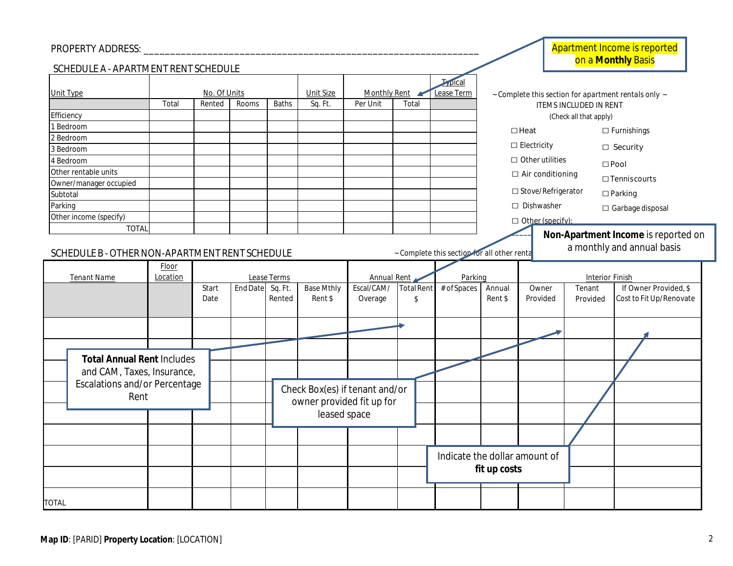PROPERTY ADDRESS: _______________________________________________________________

Apartment Income is reported on a **Monthly** Basis

SCHEDULE A - APARTMENT RENT SCHEDULE

| Unit Type | No. Of Units | | | | Unit Size | Monthly Rent | | Typical Lease Term |
|---|---|---|---|---|---|---|---|---|
| | Total | Rented | Rooms | Baths | Sq. Ft. | Per Unit | Total | |
| Efficiency | | | | | | | | |
| 1 Bedroom | | | | | | | | |
| 2 Bedroom | | | | | | | | |
| 3 Bedroom | | | | | | | | |
| 4 Bedroom | | | | | | | | |
| Other rentable units | | | | | | | | |
| Owner/manager occupied | | | | | | | | |
| Subtotal | | | | | | | | |
| Parking | | | | | | | | |
| Other income (specify) | | | | | | | | |
| TOTAL | | | | | | | | |

~ Complete this section for apartment rentals only ~

ITEMS INCLUDED IN RENT

(Check all that apply)

- ☐ Heat
- ☐ Electricity
- ☐ Other utilities
- ☐ Air conditioning
- ☐ Stove/Refrigerator
- ☐ Dishwasher
- ☐ Other (specify): ________
- ☐ Furnishings
- ☐ Security
- ☐ Pool
- ☐ Tenniscourts
- ☐ Parking
- ☐ Garbage disposal

**Non-Apartment Income** is reported on a monthly and annual basis

SCHEDULE B - OTHER NON-APARTMENT RENT SCHEDULE

~ Complete this section for all other rentals ~

| Tenant Name | Floor Location | Lease Terms | | | | Annual Rent | | Parking | | Interior Finish | | |
|---|---|---|---|---|---|---|---|---|---|---|---|---|
| | | Start Date | End Date | Sq. Ft. Rented | Base Mthly Rent $ | Escal/CAM/ Overage | Total Rent $ | # of Spaces | Annual Rent $ | Owner Provided | Tenant Provided | If Owner Provided, $ Cost to Fit Up/Renovate |
| | | | | | | | | | | | | |
| | | | | | | | | | | | | |
| | | | | | | | | | | | | |
| | | | | | | | | | | | | |
| | | | | | | | | | | | | |
| | | | | | | | | | | | | |
| | | | | | | | | | | | | |
| | | | | | | | | | | | | |
| TOTAL | | | | | | | | | | | | |

**Total Annual Rent** Includes and CAM, Taxes, Insurance, Escalations and/or Percentage Rent

Check Box(es) if tenant and/or owner provided fit up for leased space

Indicate the dollar amount of **fit up costs**

**Map ID**: [PARID] **Property Location**: [LOCATION]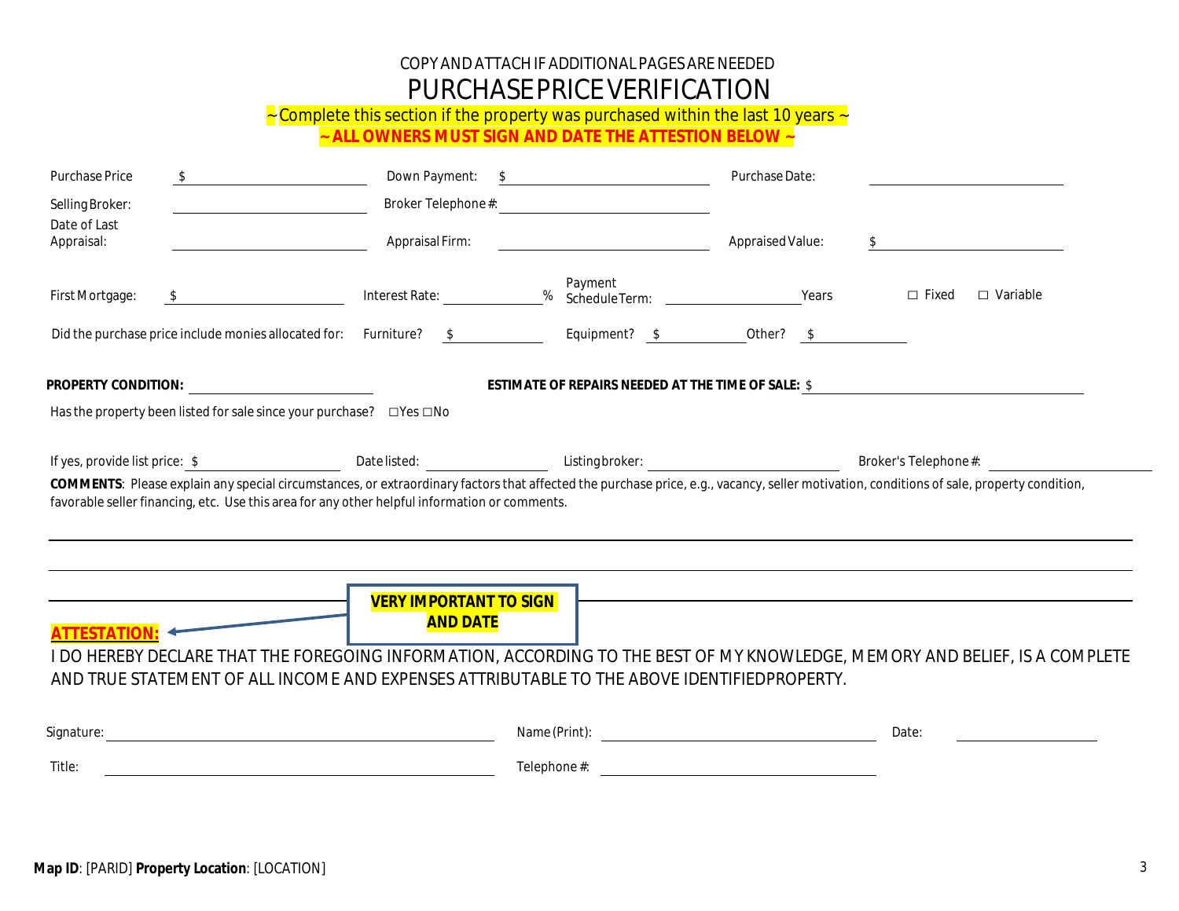COPY AND ATTACH IF ADDITIONAL PAGES ARE NEEDED

# PURCHASE PRICE VERIFICATION

~ Complete this section if the property was purchased within the last 10 years ~

**~ ALL OWNERS MUST SIGN AND DATE THE ATTESTION BELOW ~**

Purchase Price $ ____________ Down Payment: $ ____________ Purchase Date: ____________

Selling Broker: ____________ Broker Telephone #: ____________

Date of Last Appraisal: ____________ Appraisal Firm: ____________ Appraised Value: $ ____________

First Mortgage: $ ____________ Interest Rate: ________ % Payment Schedule Term: ________ Years ☐ Fixed ☐ Variable

Did the purchase price include monies allocated for: Furniture? $ ________ Equipment? $ ________ Other? $ ________

**PROPERTY CONDITION:** ____________ **ESTIMATE OF REPAIRS NEEDED AT THE TIME OF SALE:** $ ____________

Has the property been listed for sale since your purchase? ☐Yes ☐No

If yes, provide list price: $ ____________ Date listed: ____________ Listing broker: ____________ Broker's Telephone #: ____________

**COMMENTS**: Please explain any special circumstances, or extraordinary factors that affected the purchase price, e.g., vacancy, seller motivation, conditions of sale, property condition, favorable seller financing, etc. Use this area for any other helpful information or comments.

______________________________________________________________________

______________________________________________________________________

______________________________________________________________________

**VERY IMPORTANT TO SIGN AND DATE**

**ATTESTATION:**

I DO HEREBY DECLARE THAT THE FOREGOING INFORMATION, ACCORDING TO THE BEST OF MY KNOWLEDGE, MEMORY AND BELIEF, IS A COMPLETE AND TRUE STATEMENT OF ALL INCOME AND EXPENSES ATTRIBUTABLE TO THE ABOVE IDENTIFIEDPROPERTY.

Signature: ____________ Name (Print): ____________ Date: ____________

Title: ____________ Telephone #: ____________

**Map ID**: [PARID] **Property Location**: [LOCATION]